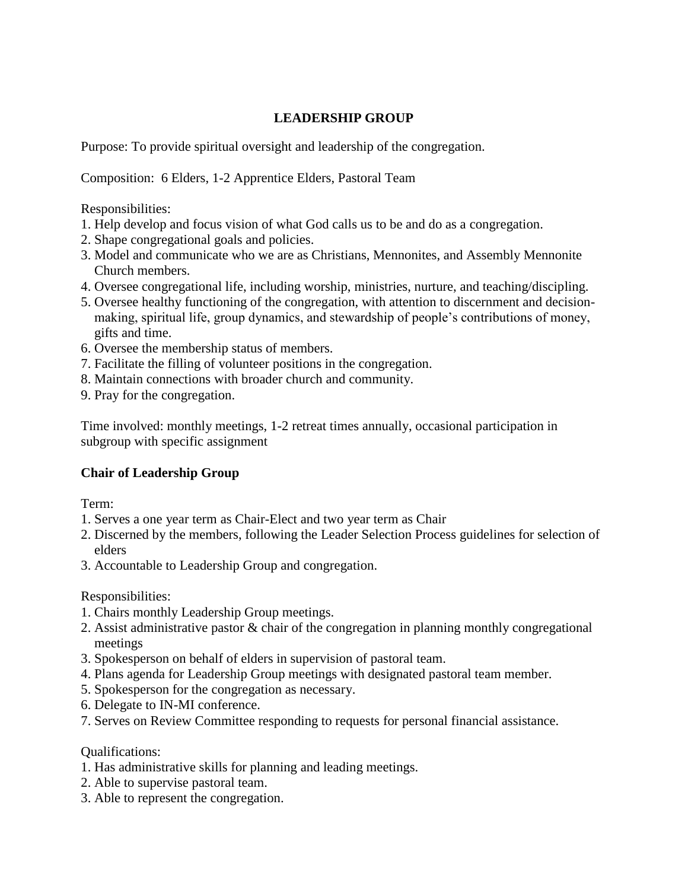# LEADERSHIP GROUP

Purpose: To provide spiritual oversight and leadership of the congregation.

Composition: 6 Elders, 1-2 Apprentice Elders, Pastoral Team

Responsibilities:

1. Help develop and focus vision of what God calls us to be and do as a congregation.
2. Shape congregational goals and policies.
3. Model and communicate who we are as Christians, Mennonites, and Assembly Mennonite Church members.
4. Oversee congregational life, including worship, ministries, nurture, and teaching/discipling.
5. Oversee healthy functioning of the congregation, with attention to discernment and decision-making, spiritual life, group dynamics, and stewardship of people's contributions of money, gifts and time.
6. Oversee the membership status of members.
7. Facilitate the filling of volunteer positions in the congregation.
8. Maintain connections with broader church and community.
9. Pray for the congregation.

Time involved: monthly meetings, 1-2 retreat times annually, occasional participation in subgroup with specific assignment

## Chair of Leadership Group

Term:

1. Serves a one year term as Chair-Elect and two year term as Chair
2. Discerned by the members, following the Leader Selection Process guidelines for selection of elders
3. Accountable to Leadership Group and congregation.

Responsibilities:

1. Chairs monthly Leadership Group meetings.
2. Assist administrative pastor & chair of the congregation in planning monthly congregational meetings
3. Spokesperson on behalf of elders in supervision of pastoral team.
4. Plans agenda for Leadership Group meetings with designated pastoral team member.
5. Spokesperson for the congregation as necessary.
6. Delegate to IN-MI conference.
7. Serves on Review Committee responding to requests for personal financial assistance.

Qualifications:

1. Has administrative skills for planning and leading meetings.
2. Able to supervise pastoral team.
3. Able to represent the congregation.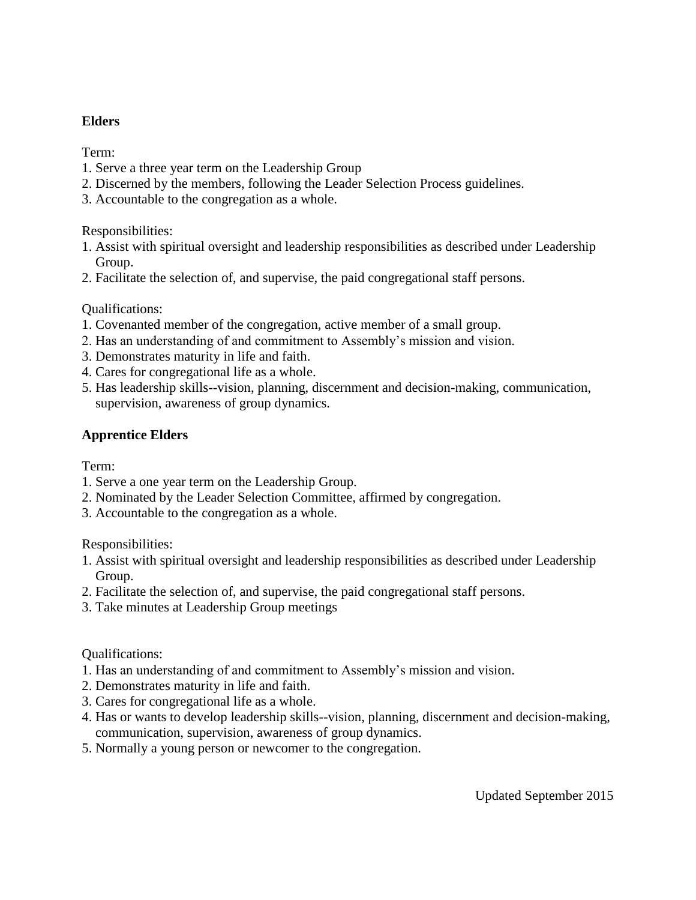**Elders**

Term:

1. Serve a three year term on the Leadership Group
2. Discerned by the members, following the Leader Selection Process guidelines.
3. Accountable to the congregation as a whole.

Responsibilities:

1. Assist with spiritual oversight and leadership responsibilities as described under Leadership Group.
2. Facilitate the selection of, and supervise, the paid congregational staff persons.

Qualifications:

1. Covenanted member of the congregation, active member of a small group.
2. Has an understanding of and commitment to Assembly's mission and vision.
3. Demonstrates maturity in life and faith.
4. Cares for congregational life as a whole.
5. Has leadership skills--vision, planning, discernment and decision-making, communication, supervision, awareness of group dynamics.

**Apprentice Elders**

Term:

1. Serve a one year term on the Leadership Group.
2. Nominated by the Leader Selection Committee, affirmed by congregation.
3. Accountable to the congregation as a whole.

Responsibilities:

1. Assist with spiritual oversight and leadership responsibilities as described under Leadership Group.
2. Facilitate the selection of, and supervise, the paid congregational staff persons.
3. Take minutes at Leadership Group meetings

Qualifications:

1. Has an understanding of and commitment to Assembly's mission and vision.
2. Demonstrates maturity in life and faith.
3. Cares for congregational life as a whole.
4. Has or wants to develop leadership skills--vision, planning, discernment and decision-making, communication, supervision, awareness of group dynamics.
5. Normally a young person or newcomer to the congregation.

Updated September 2015